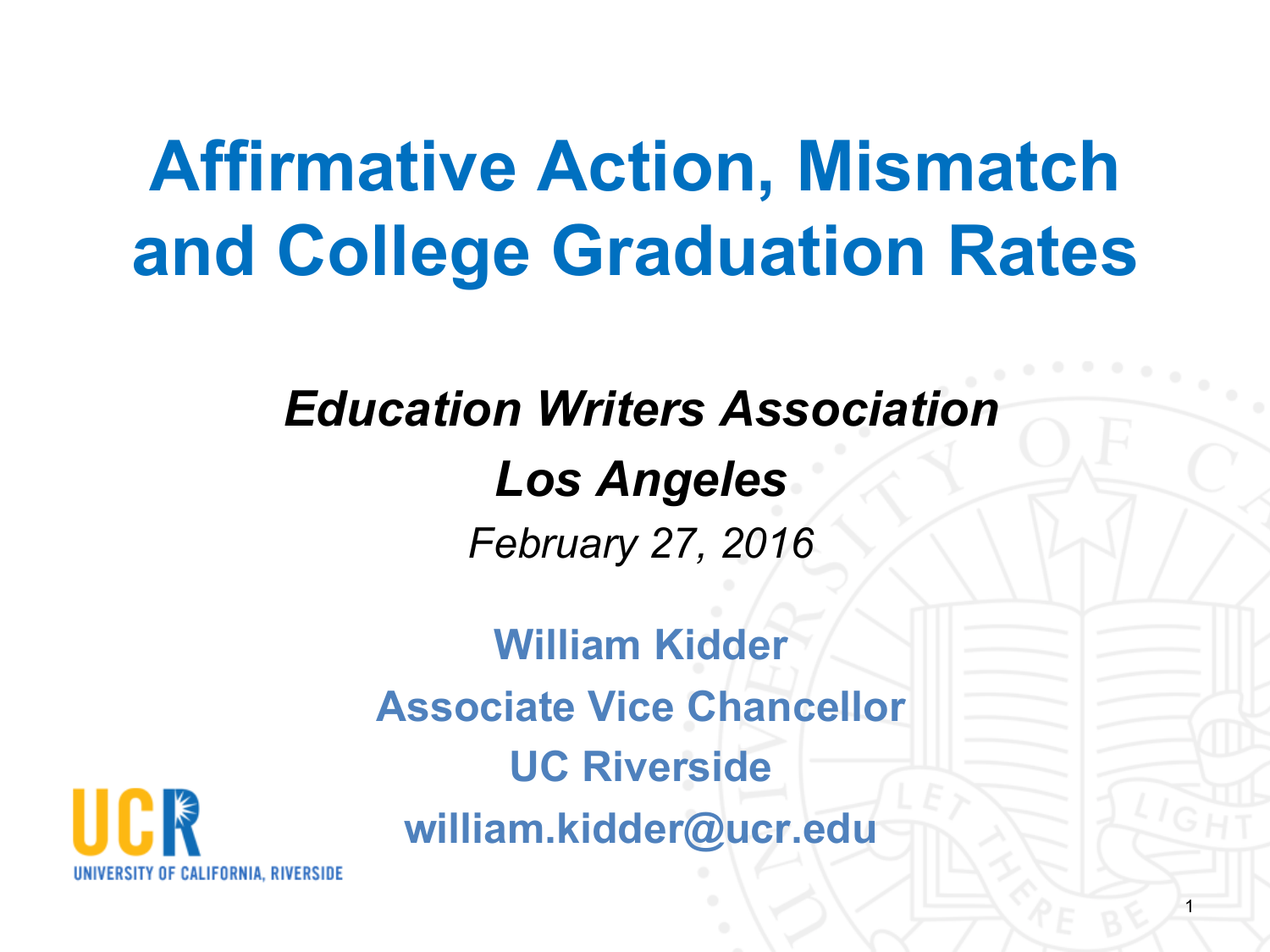# Affirmative Action, Mismatch and College Graduation Rates

***Education Writers Association***

***Los Angeles***

*February 27, 2016*

**William Kidder**

**Associate Vice Chancellor**

**UC Riverside**

**william.kidder@ucr.edu**

UCR
UNIVERSITY OF CALIFORNIA, RIVERSIDE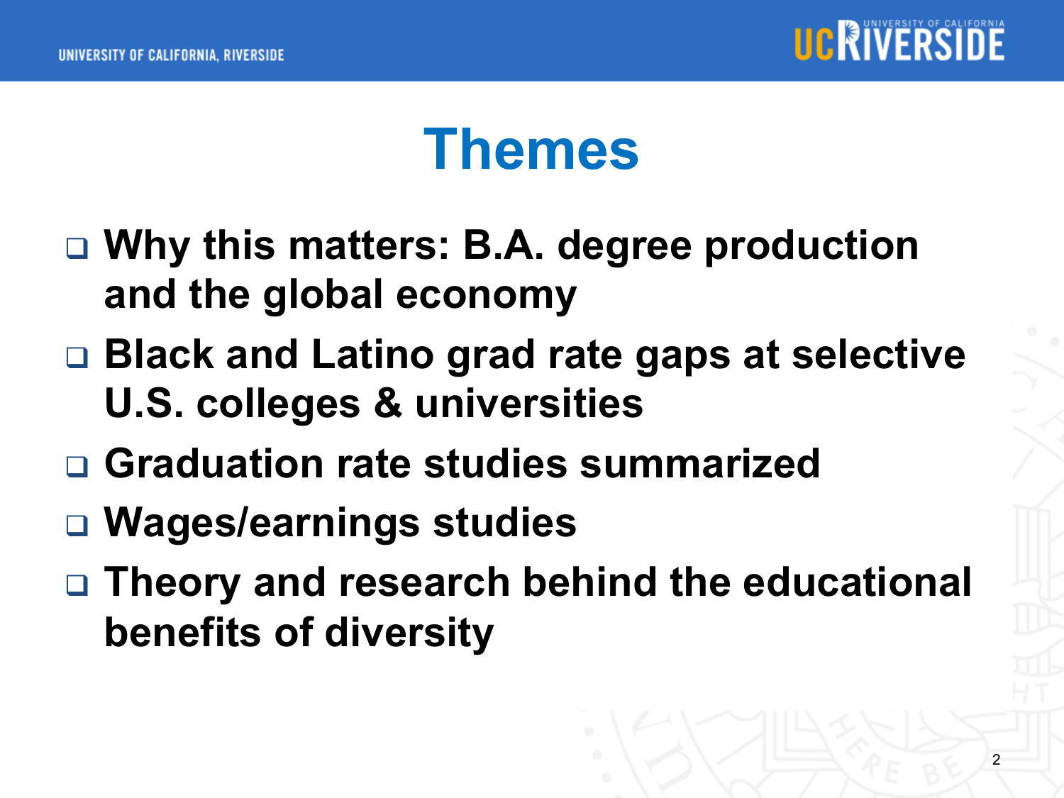# Themes

- **Why this matters: B.A. degree production and the global economy**
- **Black and Latino grad rate gaps at selective U.S. colleges & universities**
- **Graduation rate studies summarized**
- **Wages/earnings studies**
- **Theory and research behind the educational benefits of diversity**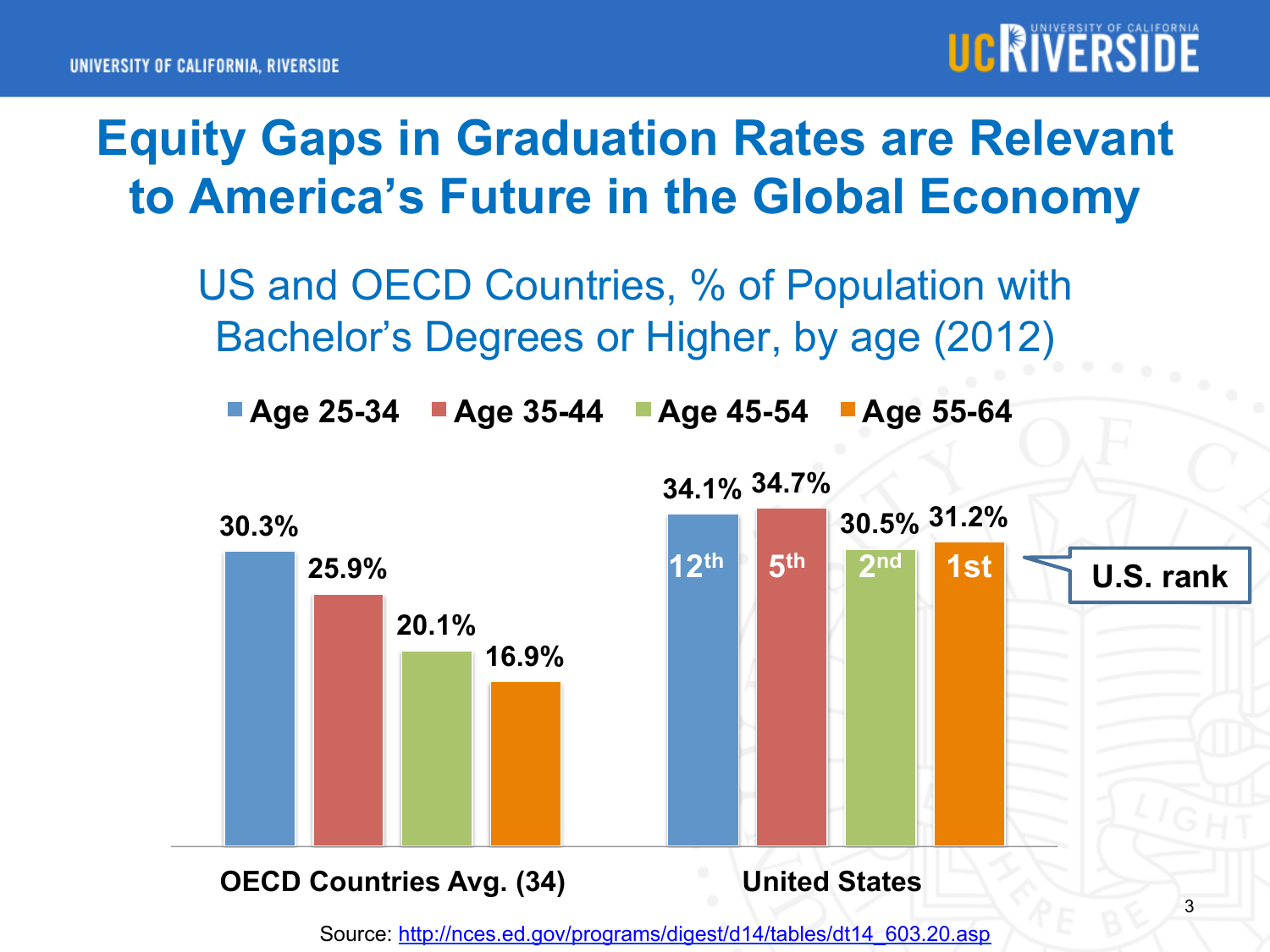# Equity Gaps in Graduation Rates are Relevant to America's Future in the Global Economy

## US and OECD Countries, % of Population with Bachelor's Degrees or Higher, by age (2012)

| | Age 25-34 | Age 35-44 | Age 45-54 | Age 55-64 |
|---|---|---|---|---|
| OECD Countries Avg. (34) | 30.3% | 25.9% | 20.1% | 16.9% |
| United States | 34.1% | 34.7% | 30.5% | 31.2% |
| U.S. rank | 12th | 5th | 2nd | 1st |

Source: http://nces.ed.gov/programs/digest/d14/tables/dt14_603.20.asp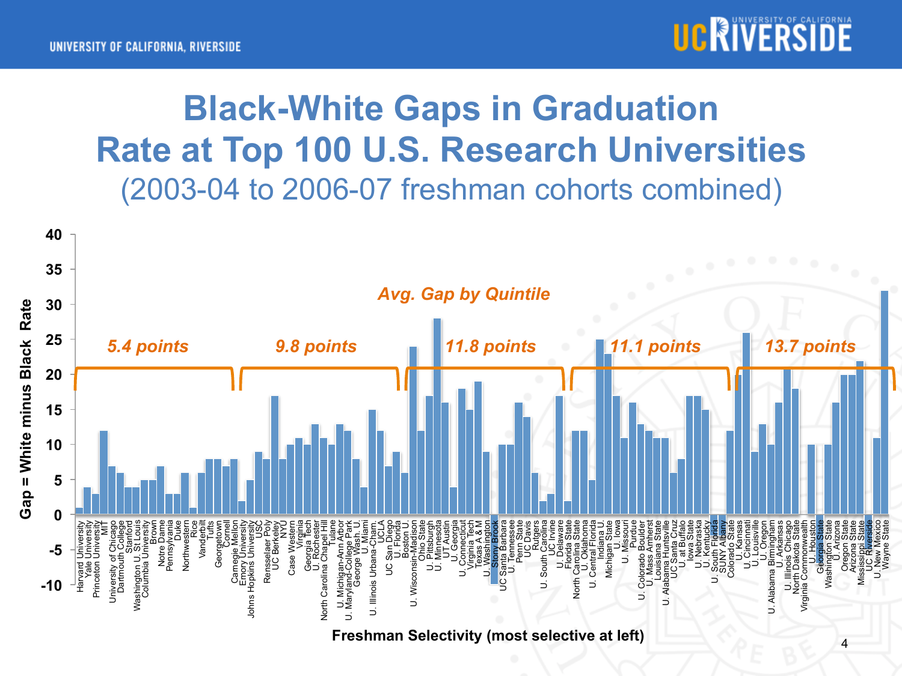# Black-White Gaps in Graduation Rate at Top 100 U.S. Research Universities

## (2003-04 to 2006-07 freshman cohorts combined)

*Avg. Gap by Quintile*

| Quintile | Avg. Gap |
|---|---|
| 1 (most selective) | 5.4 points |
| 2 | 9.8 points |
| 3 | 11.8 points |
| 4 | 11.1 points |
| 5 (least selective) | 13.7 points |

Gap = White minus Black Rate

Freshman Selectivity (most selective at left)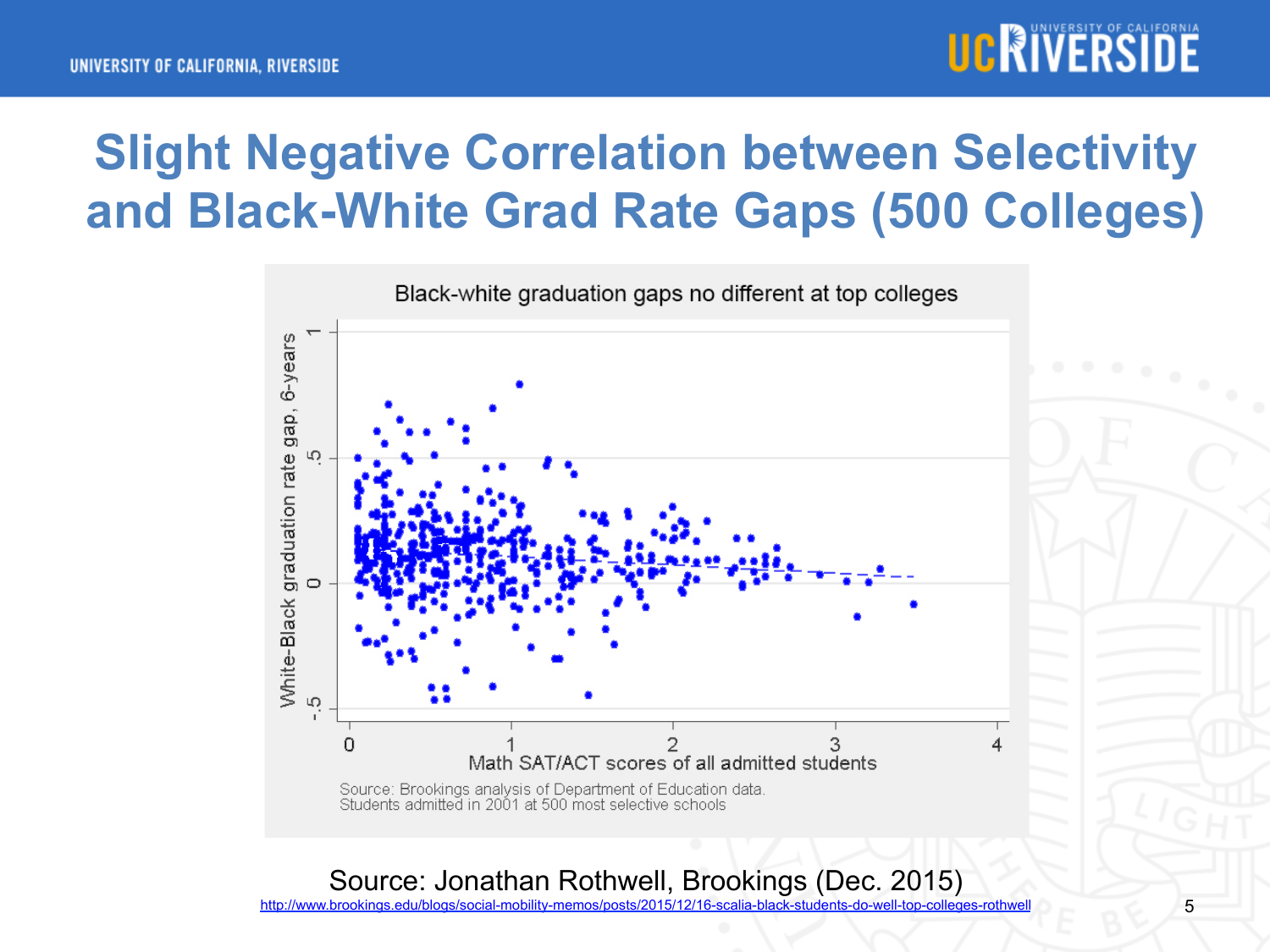# Slight Negative Correlation between Selectivity and Black-White Grad Rate Gaps (500 Colleges)

Black-white graduation gaps no different at top colleges

White-Black graduation rate gap, 6-years

Math SAT/ACT scores of all admitted students

Source: Brookings analysis of Department of Education data.
Students admitted in 2001 at 500 most selective schools

Source: Jonathan Rothwell, Brookings (Dec. 2015)

http://www.brookings.edu/blogs/social-mobility-memos/posts/2015/12/16-scalia-black-students-do-well-top-colleges-rothwell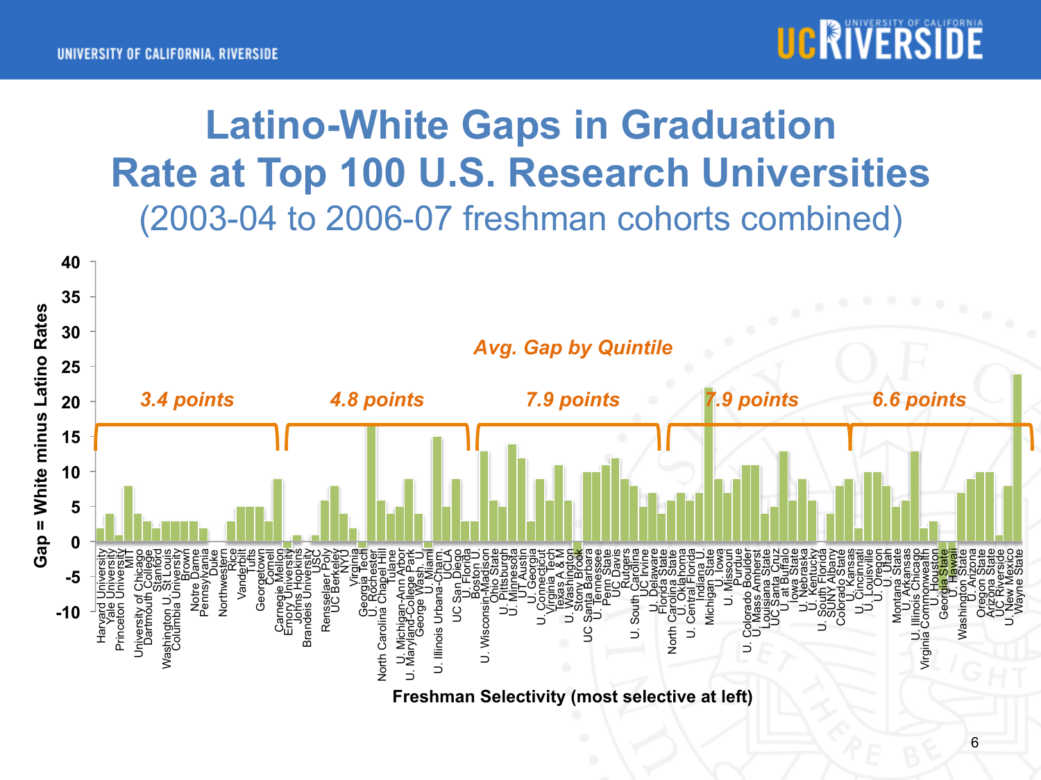# Latino-White Gaps in Graduation Rate at Top 100 U.S. Research Universities

## (2003-04 to 2006-07 freshman cohorts combined)

*Avg. Gap by Quintile*

| Quintile | Avg. Gap |
|---|---|
| 1 | 3.4 points |
| 2 | 4.8 points |
| 3 | 7.9 points |
| 4 | 7.9 points |
| 5 | 6.6 points |

Gap = White minus Latino Rates

Freshman Selectivity (most selective at left)

Harvard University, Yale University, Princeton University, MIT, University of Chicago, Dartmouth College, Stanford, Washington U. St Louis, Columbia University, Brown, Notre Dame, Pennsylvania, Duke, Northwestern, Rice, Vanderbilt, Tufts, Georgetown, Cornell, Carnegie Mellon, Emory University, Johns Hopkins, Brandeis University, USC, Rensselaer Poly, UC Berkeley, NYU, Virginia, Georgia Tech, U. Rochester, North Carolina Chapel Hill, Tulane, U. Michigan-Ann Arbor, U. Maryland-College Park, George Wash. U, U. Miami, U. Illinois Urbana-Cham., UCLA, UC San Diego, U. Florida, Boston U., U. Wisconsin-Madison, Ohio State, U. Pittsburgh, U. Minnesota, UT Austin, U. Georgia, U. Connecticut, Virginia Tech, Texas A & M, U. Washington, Stony Brook, UC Santa Barbara, U. Tennessee, Penn State, UC Davis, Rutgers, U. South Carolina, UC Irvine, U. Delaware, Florida State, North Carolina State, U. Oklahoma, U. Central Florida, Indiana U., Michigan State, U. Iowa, U. Missouri, Purdue, U. Colorado Boulder, U. Mass Amherst, Louisiana State, UC Santa Cruz, U. at Buffalo, Iowa State, U. Nebraska, U. Kentucky, U. South Florida, SUNY Albany, Colorado State, U. Kansas, U. Cincinnati, U. Louisville, U. Oregon, U. Utah, Montana State, U. Arkansas, U. Illinois Chicago, Virginia Commonwealth, U. Houston, Georgia State, U. Hawaii, Washington State, U. Arizona, Oregon State, Arizona State, UC Riverside, U. New Mexico, Wayne State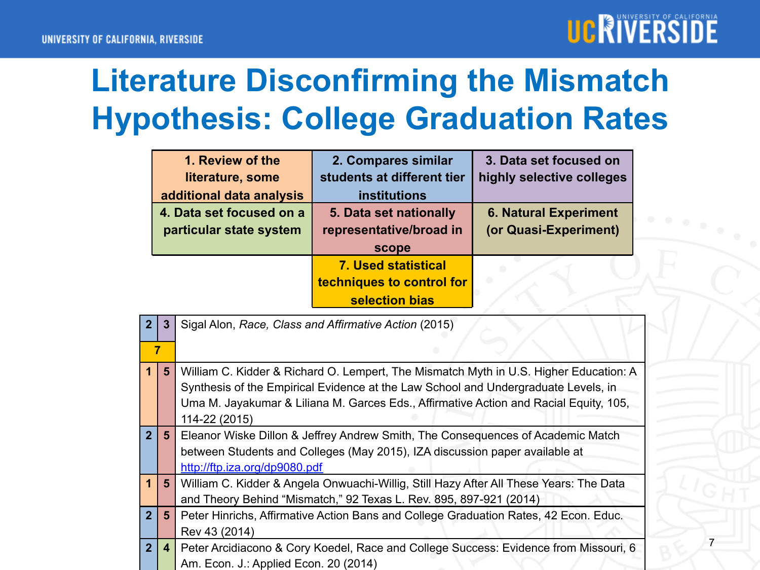# Literature Disconfirming the Mismatch Hypothesis: College Graduation Rates

| | | |
|---|---|---|
| 1. Review of the literature, some additional data analysis | 2. Compares similar students at different tier institutions | 3. Data set focused on highly selective colleges |
| 4. Data set focused on a particular state system | 5. Data set nationally representative/broad in scope | 6. Natural Experiment (or Quasi-Experiment) |
| | 7. Used statistical techniques to control for selection bias | |

| Categories | Reference |
|---|---|
| 2, 3, 7 | Sigal Alon, *Race, Class and Affirmative Action* (2015) |
| 1, 5 | William C. Kidder & Richard O. Lempert, The Mismatch Myth in U.S. Higher Education: A Synthesis of the Empirical Evidence at the Law School and Undergraduate Levels, in Uma M. Jayakumar & Liliana M. Garces Eds., Affirmative Action and Racial Equity, 105, 114-22 (2015) |
| 2, 5 | Eleanor Wiske Dillon & Jeffrey Andrew Smith, The Consequences of Academic Match between Students and Colleges (May 2015), IZA discussion paper available at http://ftp.iza.org/dp9080.pdf |
| 1, 5 | William C. Kidder & Angela Onwuachi-Willig, Still Hazy After All These Years: The Data and Theory Behind "Mismatch," 92 Texas L. Rev. 895, 897-921 (2014) |
| 2, 5 | Peter Hinrichs, Affirmative Action Bans and College Graduation Rates, 42 Econ. Educ. Rev 43 (2014) |
| 2, 4 | Peter Arcidiacono & Cory Koedel, Race and College Success: Evidence from Missouri, 6 Am. Econ. J.: Applied Econ. 20 (2014) |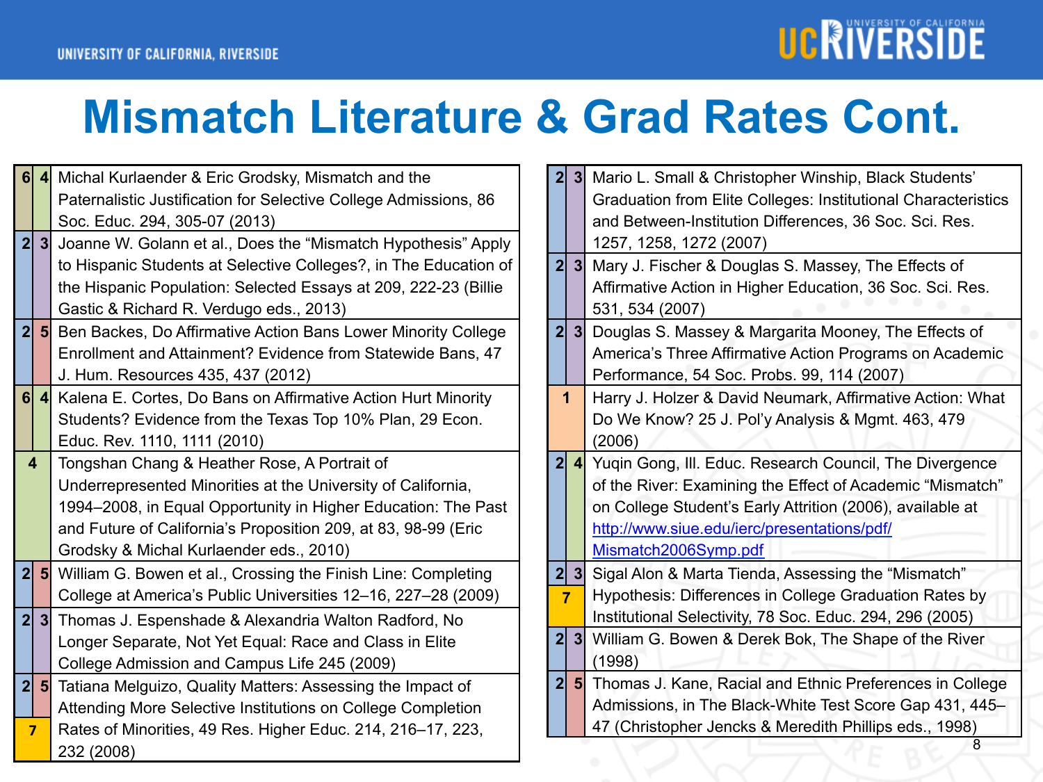# Mismatch Literature & Grad Rates Cont.

| Codes | Citation |
|---|---|
| 6, 4 | Michal Kurlaender & Eric Grodsky, Mismatch and the Paternalistic Justification for Selective College Admissions, 86 Soc. Educ. 294, 305-07 (2013) |
| 2, 3 | Joanne W. Golann et al., Does the "Mismatch Hypothesis" Apply to Hispanic Students at Selective Colleges?, in The Education of the Hispanic Population: Selected Essays at 209, 222-23 (Billie Gastic & Richard R. Verdugo eds., 2013) |
| 2, 5 | Ben Backes, Do Affirmative Action Bans Lower Minority College Enrollment and Attainment? Evidence from Statewide Bans, 47 J. Hum. Resources 435, 437 (2012) |
| 6, 4 | Kalena E. Cortes, Do Bans on Affirmative Action Hurt Minority Students? Evidence from the Texas Top 10% Plan, 29 Econ. Educ. Rev. 1110, 1111 (2010) |
| 4 | Tongshan Chang & Heather Rose, A Portrait of Underrepresented Minorities at the University of California, 1994–2008, in Equal Opportunity in Higher Education: The Past and Future of California's Proposition 209, at 83, 98-99 (Eric Grodsky & Michal Kurlaender eds., 2010) |
| 2, 5 | William G. Bowen et al., Crossing the Finish Line: Completing College at America's Public Universities 12–16, 227–28 (2009) |
| 2, 3 | Thomas J. Espenshade & Alexandria Walton Radford, No Longer Separate, Not Yet Equal: Race and Class in Elite College Admission and Campus Life 245 (2009) |
| 2, 5, 7 | Tatiana Melguizo, Quality Matters: Assessing the Impact of Attending More Selective Institutions on College Completion Rates of Minorities, 49 Res. Higher Educ. 214, 216–17, 223, 232 (2008) |
| 2, 3 | Mario L. Small & Christopher Winship, Black Students' Graduation from Elite Colleges: Institutional Characteristics and Between-Institution Differences, 36 Soc. Sci. Res. 1257, 1258, 1272 (2007) |
| 2, 3 | Mary J. Fischer & Douglas S. Massey, The Effects of Affirmative Action in Higher Education, 36 Soc. Sci. Res. 531, 534 (2007) |
| 2, 3 | Douglas S. Massey & Margarita Mooney, The Effects of America's Three Affirmative Action Programs on Academic Performance, 54 Soc. Probs. 99, 114 (2007) |
| 1 | Harry J. Holzer & David Neumark, Affirmative Action: What Do We Know? 25 J. Pol'y Analysis & Mgmt. 463, 479 (2006) |
| 2, 4 | Yuqin Gong, Ill. Educ. Research Council, The Divergence of the River: Examining the Effect of Academic "Mismatch" on College Student's Early Attrition (2006), available at [http://www.siue.edu/ierc/presentations/pdf/Mismatch2006Symp.pdf](http://www.siue.edu/ierc/presentations/pdf/Mismatch2006Symp.pdf) |
| 2, 3, 7 | Sigal Alon & Marta Tienda, Assessing the "Mismatch" Hypothesis: Differences in College Graduation Rates by Institutional Selectivity, 78 Soc. Educ. 294, 296 (2005) |
| 2, 3 | William G. Bowen & Derek Bok, The Shape of the River (1998) |
| 2, 5 | Thomas J. Kane, Racial and Ethnic Preferences in College Admissions, in The Black-White Test Score Gap 431, 445–47 (Christopher Jencks & Meredith Phillips eds., 1998) |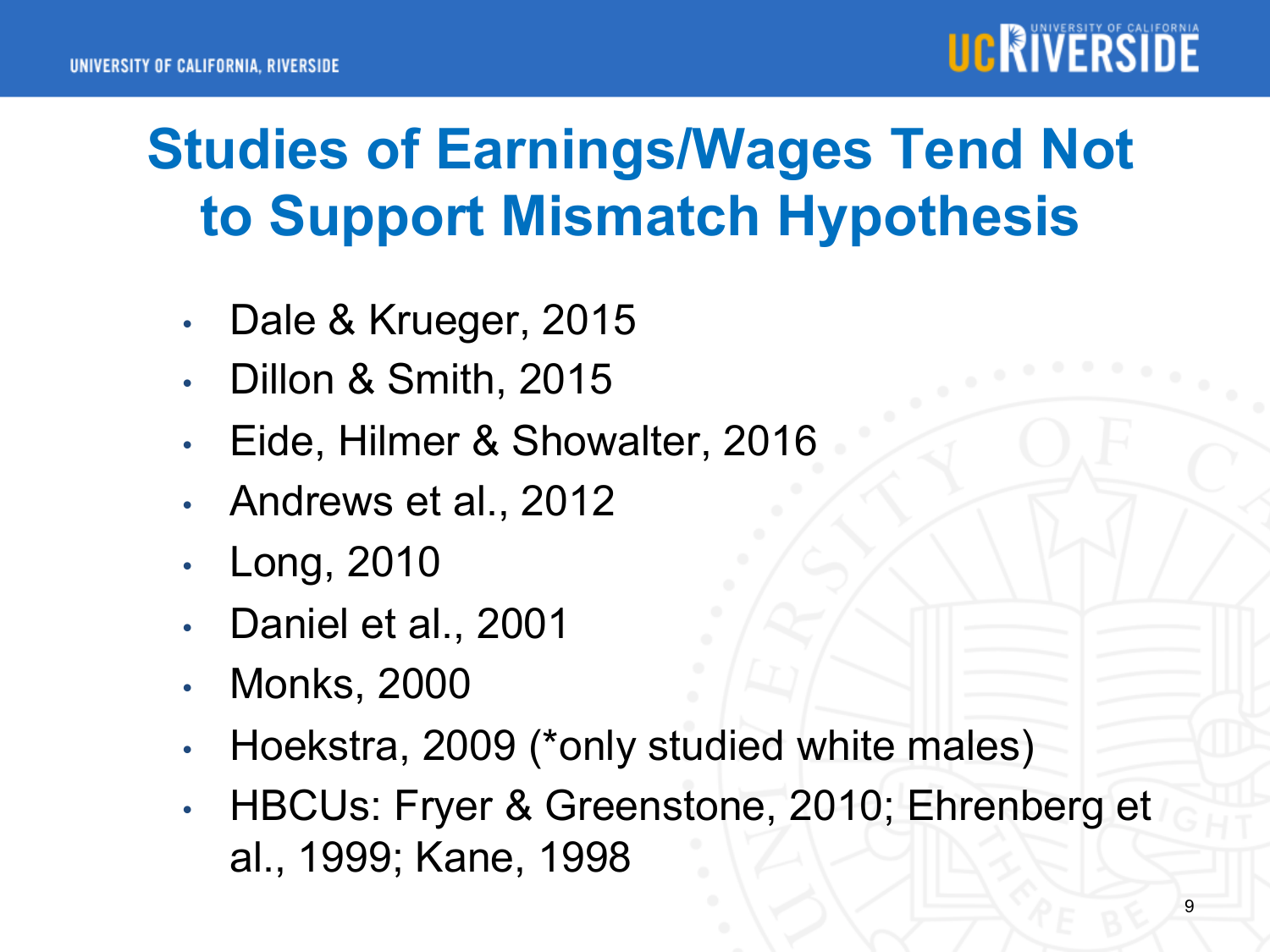# Studies of Earnings/Wages Tend Not to Support Mismatch Hypothesis

- Dale & Krueger, 2015
- Dillon & Smith, 2015
- Eide, Hilmer & Showalter, 2016
- Andrews et al., 2012
- Long, 2010
- Daniel et al., 2001
- Monks, 2000
- Hoekstra, 2009 (*only studied white males)
- HBCUs: Fryer & Greenstone, 2010; Ehrenberg et al., 1999; Kane, 1998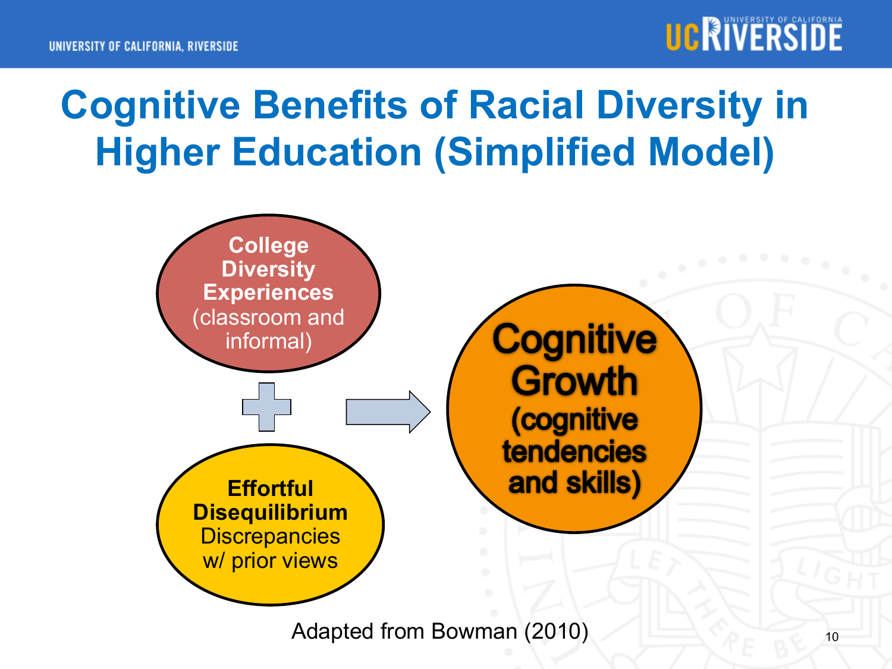# Cognitive Benefits of Racial Diversity in Higher Education (Simplified Model)

**College Diversity Experiences** (classroom and informal)

+

**Effortful Disequilibrium** Discrepancies w/ prior views

→

**Cognitive Growth (cognitive tendencies and skills)**

Adapted from Bowman (2010)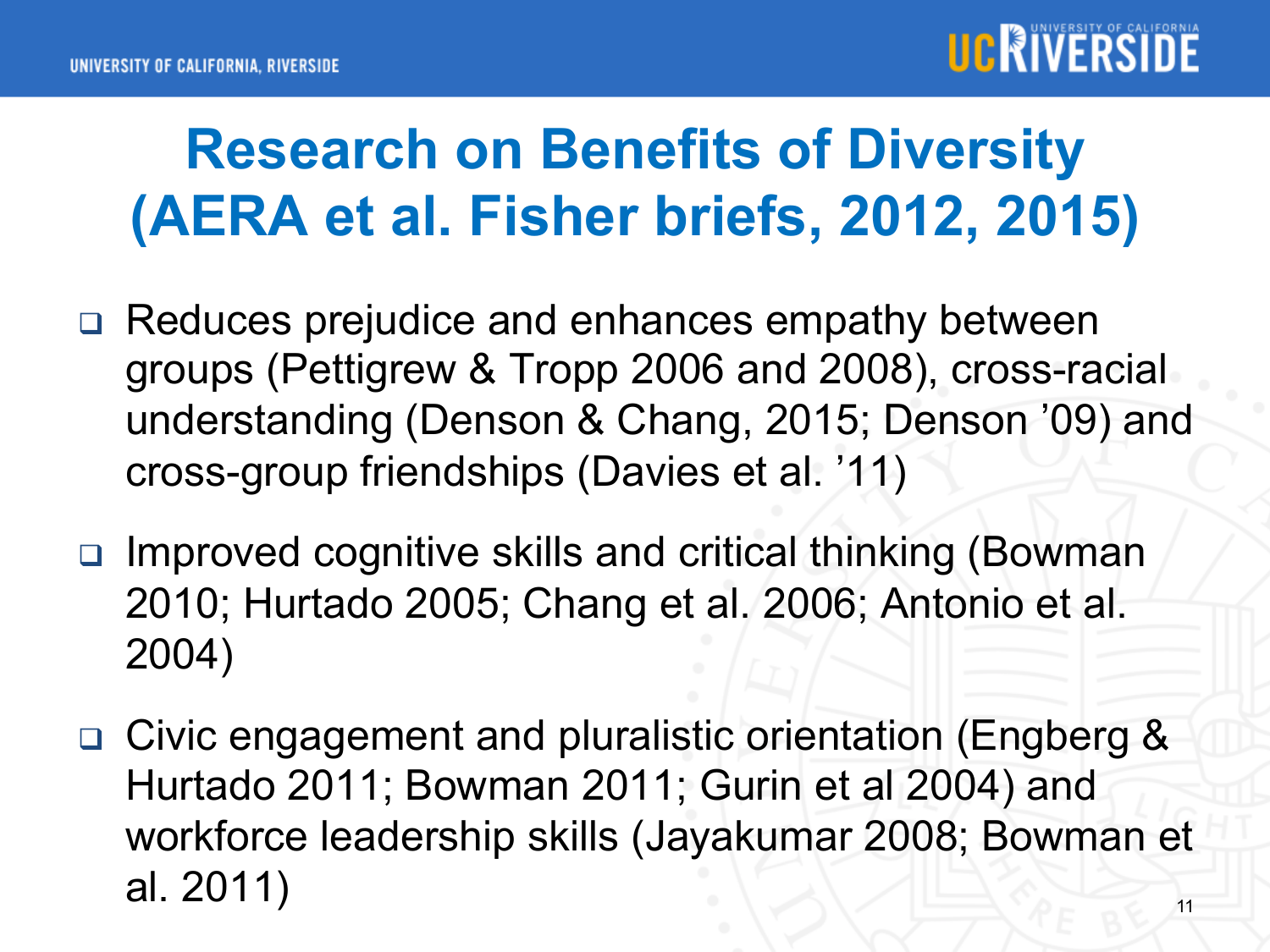# Research on Benefits of Diversity (AERA et al. Fisher briefs, 2012, 2015)

- Reduces prejudice and enhances empathy between groups (Pettigrew & Tropp 2006 and 2008), cross-racial understanding (Denson & Chang, 2015; Denson '09) and cross-group friendships (Davies et al. '11)
- Improved cognitive skills and critical thinking (Bowman 2010; Hurtado 2005; Chang et al. 2006; Antonio et al. 2004)
- Civic engagement and pluralistic orientation (Engberg & Hurtado 2011; Bowman 2011; Gurin et al 2004) and workforce leadership skills (Jayakumar 2008; Bowman et al. 2011)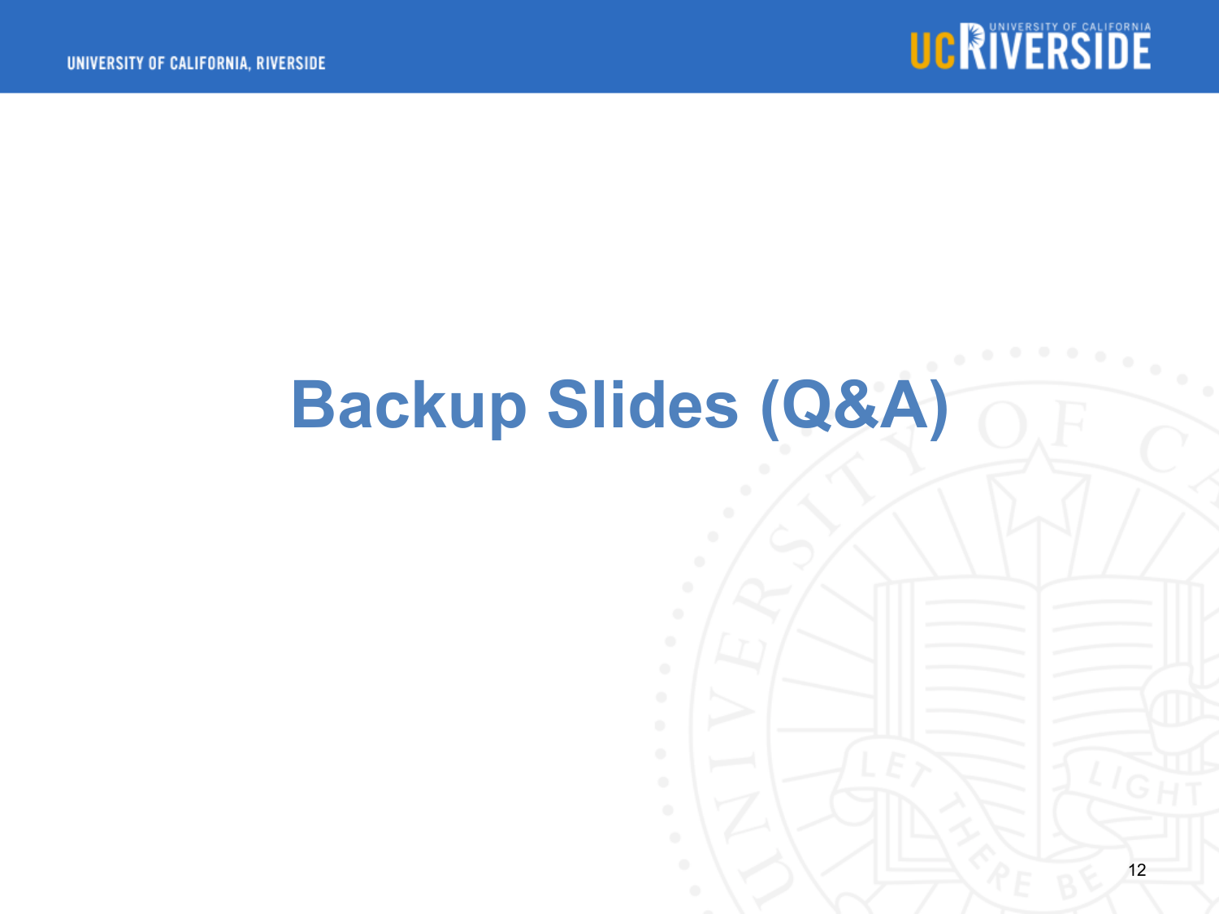# Backup Slides (Q&A)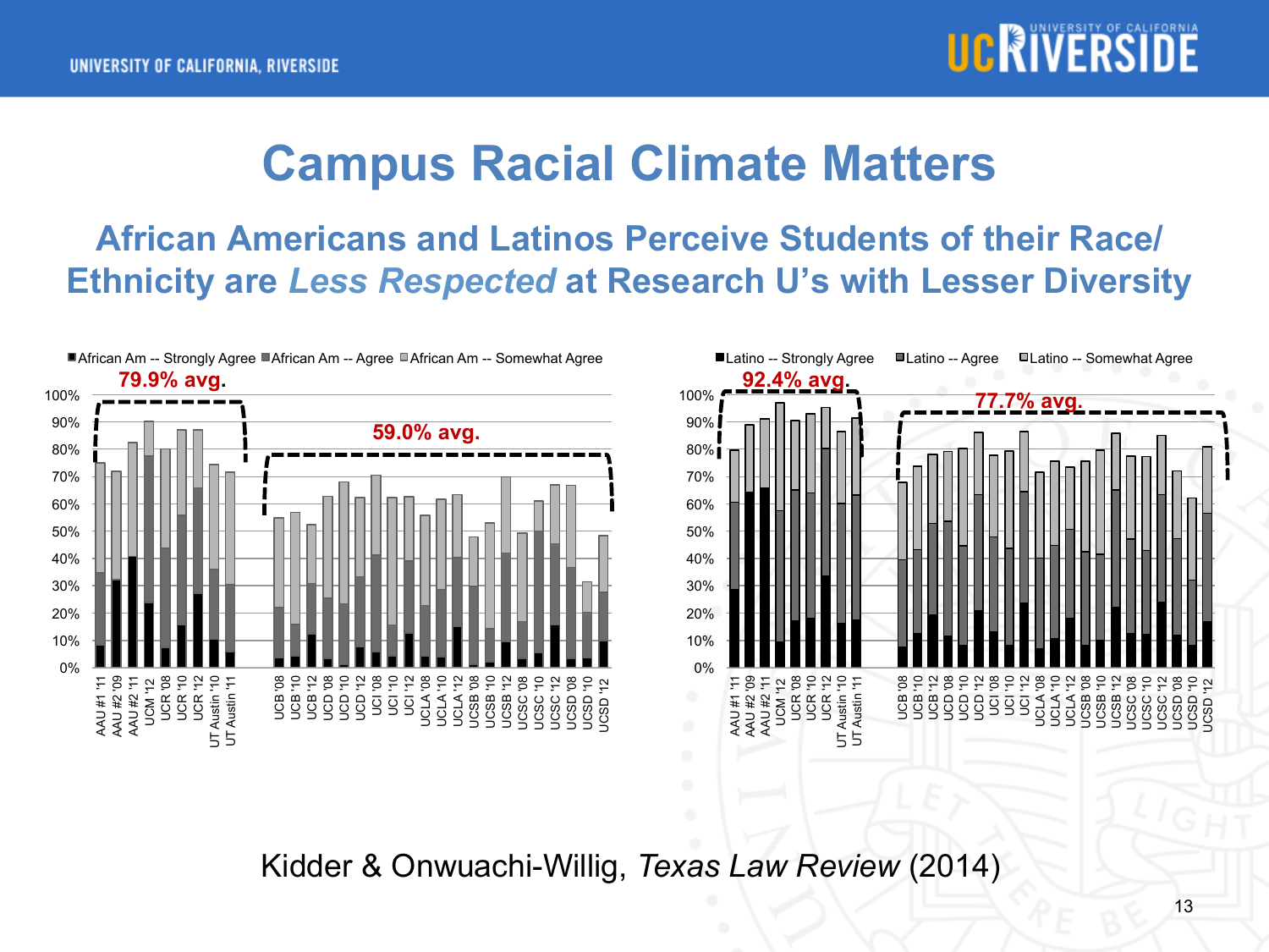# Campus Racial Climate Matters

## African Americans and Latinos Perceive Students of their Race/ Ethnicity are *Less Respected* at Research U's with Lesser Diversity

African Am -- Strongly Agree
African Am -- Agree
African Am -- Somewhat Agree

79.9% avg.

59.0% avg.

100%
90%
80%
70%
60%
50%
40%
30%
20%
10%
0%

AAU #1 '11
AAU #2 '09
AAU #2 '11
UCM '12
UCR '08
UCR '10
UCR '12
UT Austin '10
UT Austin '11
UCB '08
UCB '10
UCB '12
UCD '08
UCD '10
UCD '12
UCI '08
UCI '10
UCI '12
UCLA '08
UCLA '10
UCLA '12
UCSB '08
UCSB '10
UCSB '12
UCSC '08
UCSC '10
UCSC '12
UCSD '08
UCSD '10
UCSD '12

Latino -- Strongly Agree
Latino -- Agree
Latino -- Somewhat Agree

92.4% avg.

77.7% avg.

100%
90%
80%
70%
60%
50%
40%
30%
20%
10%
0%

AAU #1 '11
AAU #2 '09
AAU #2 '11
UCM '12
UCR '08
UCR '10
UCR '12
UT Austin '10
UT Austin '11
UCB '08
UCB '10
UCB '12
UCD '08
UCD '10
UCD '12
UCI '08
UCI '10
UCI '12
UCLA '08
UCLA '10
UCLA '12
UCSB '08
UCSB '10
UCSB '12
UCSC '08
UCSC '10
UCSC '12
UCSD '08
UCSD '10
UCSD '12

Kidder & Onwuachi-Willig, *Texas Law Review* (2014)